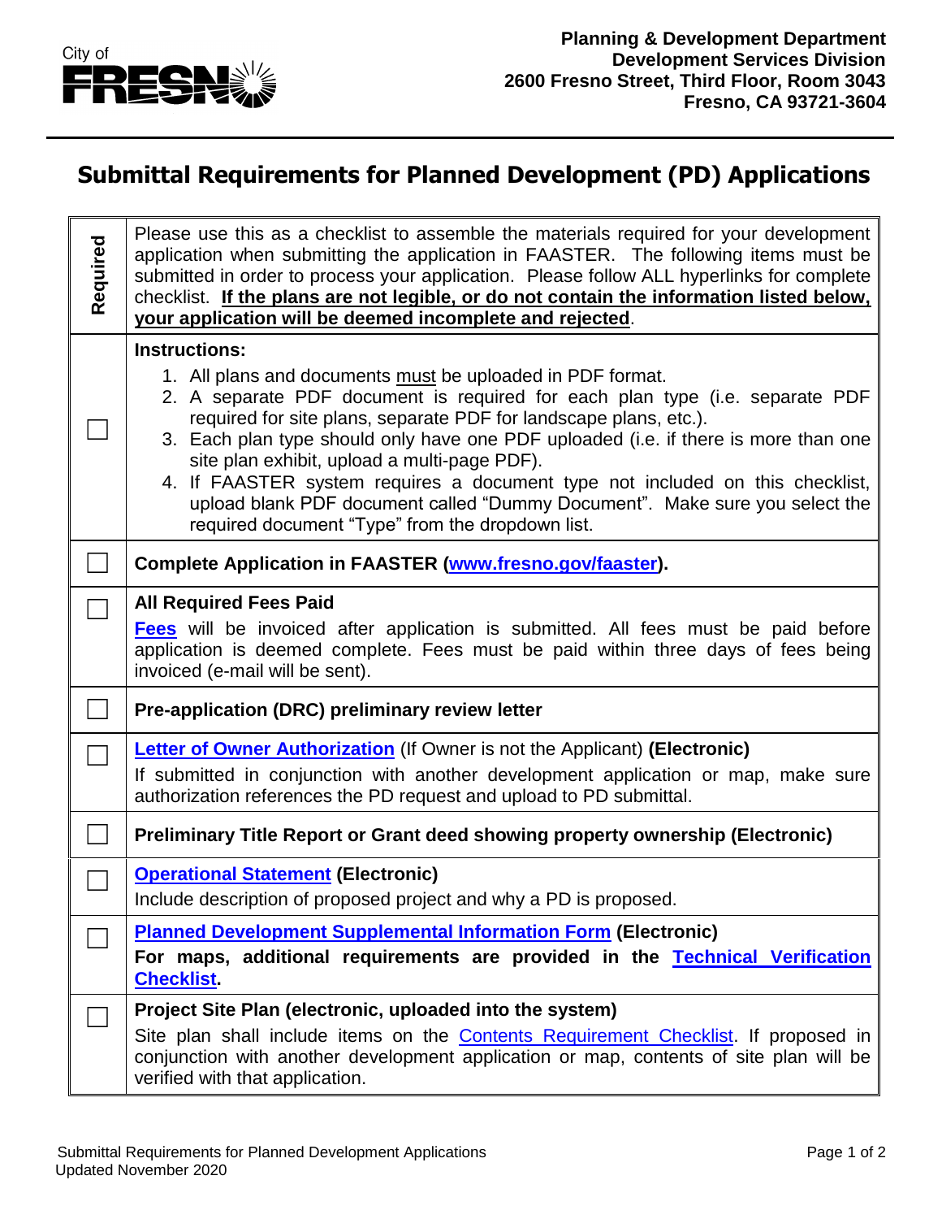City of FRESNO

**Planning & Development Department**
**Development Services Division**
**2600 Fresno Street, Third Floor, Room 3043**
**Fresno, CA 93721-3604**

# Submittal Requirements for Planned Development (PD) Applications

| Required | |
|---|---|
| | Please use this as a checklist to assemble the materials required for your development application when submitting the application in FAASTER. The following items must be submitted in order to process your application. Please follow ALL hyperlinks for complete checklist. **If the plans are not legible, or do not contain the information listed below, your application will be deemed incomplete and rejected**. |
| ☐ | **Instructions:**<br>1. All plans and documents must be uploaded in PDF format.<br>2. A separate PDF document is required for each plan type (i.e. separate PDF required for site plans, separate PDF for landscape plans, etc.).<br>3. Each plan type should only have one PDF uploaded (i.e. if there is more than one site plan exhibit, upload a multi-page PDF).<br>4. If FAASTER system requires a document type not included on this checklist, upload blank PDF document called "Dummy Document". Make sure you select the required document "Type" from the dropdown list. |
| ☐ | **Complete Application in FAASTER (www.fresno.gov/faaster).** |
| ☐ | **All Required Fees Paid**<br>**Fees** will be invoiced after application is submitted. All fees must be paid before application is deemed complete. Fees must be paid within three days of fees being invoiced (e-mail will be sent). |
| ☐ | **Pre-application (DRC) preliminary review letter** |
| ☐ | **Letter of Owner Authorization** (If Owner is not the Applicant) **(Electronic)**<br>If submitted in conjunction with another development application or map, make sure authorization references the PD request and upload to PD submittal. |
| ☐ | **Preliminary Title Report or Grant deed showing property ownership (Electronic)** |
| ☐ | **Operational Statement (Electronic)**<br>Include description of proposed project and why a PD is proposed. |
| ☐ | **Planned Development Supplemental Information Form (Electronic)**<br>**For maps, additional requirements are provided in the Technical Verification Checklist.** |
| ☐ | **Project Site Plan (electronic, uploaded into the system)**<br>Site plan shall include items on the Contents Requirement Checklist. If proposed in conjunction with another development application or map, contents of site plan will be verified with that application. |

Submittal Requirements for Planned Development Applications
Updated November 2020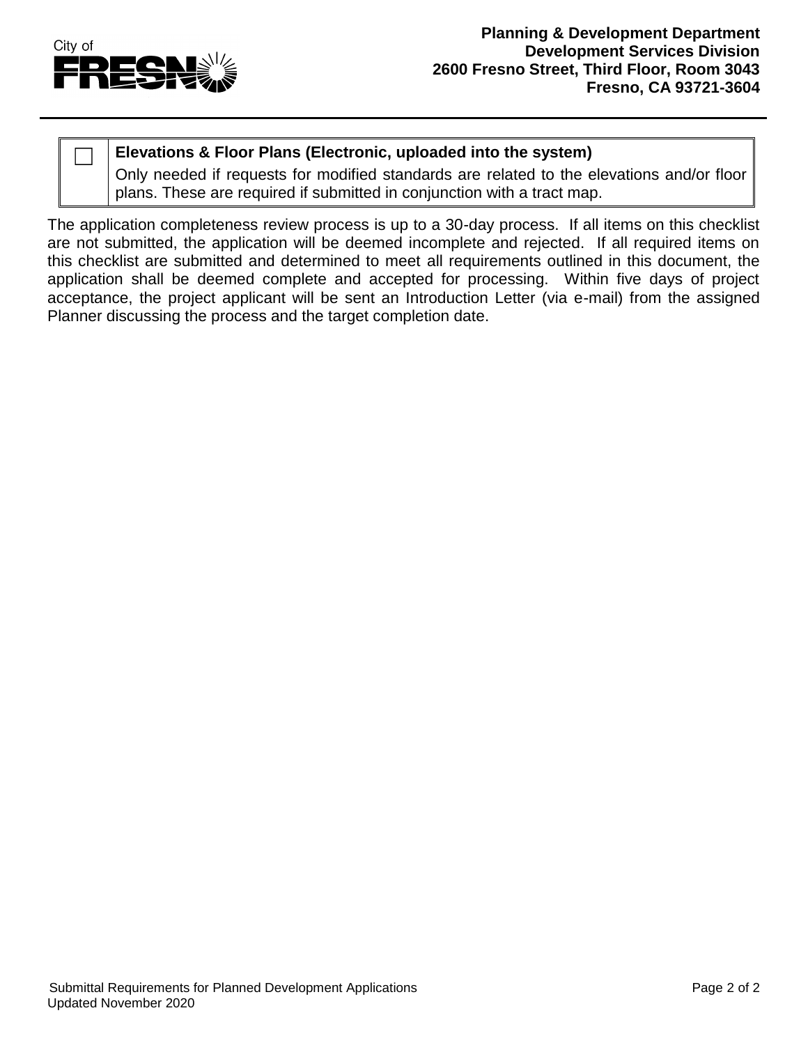| | |
|---|---|
| ☐ | **Elevations & Floor Plans (Electronic, uploaded into the system)**<br>Only needed if requests for modified standards are related to the elevations and/or floor plans. These are required if submitted in conjunction with a tract map. |

The application completeness review process is up to a 30-day process. If all items on this checklist are not submitted, the application will be deemed incomplete and rejected. If all required items on this checklist are submitted and determined to meet all requirements outlined in this document, the application shall be deemed complete and accepted for processing. Within five days of project acceptance, the project applicant will be sent an Introduction Letter (via e-mail) from the assigned Planner discussing the process and the target completion date.